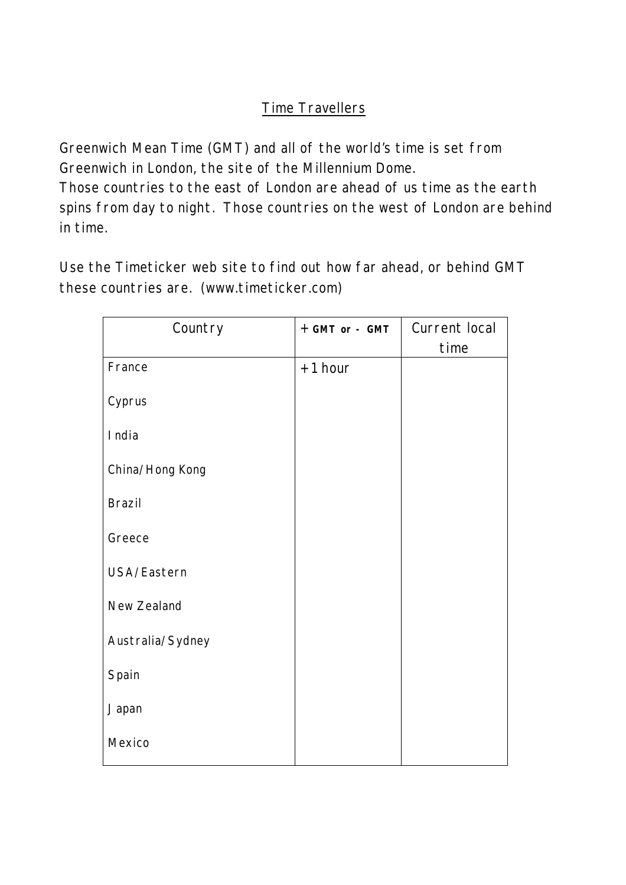# Time Travellers

Greenwich Mean Time (GMT) and all of the world's time is set from Greenwich in London, the site of the Millennium Dome.
Those countries to the east of London are ahead of us time as the earth spins from day to night. Those countries on the west of London are behind in time.

Use the Timeticker web site to find out how far ahead, or behind GMT these countries are. (www.timeticker.com)

| Country | + GMT or - GMT | Current local time |
|---|---|---|
| France | +1 hour | |
| Cyprus | | |
| India | | |
| China/Hong Kong | | |
| Brazil | | |
| Greece | | |
| USA/Eastern | | |
| New Zealand | | |
| Australia/Sydney | | |
| Spain | | |
| Japan | | |
| Mexico | | |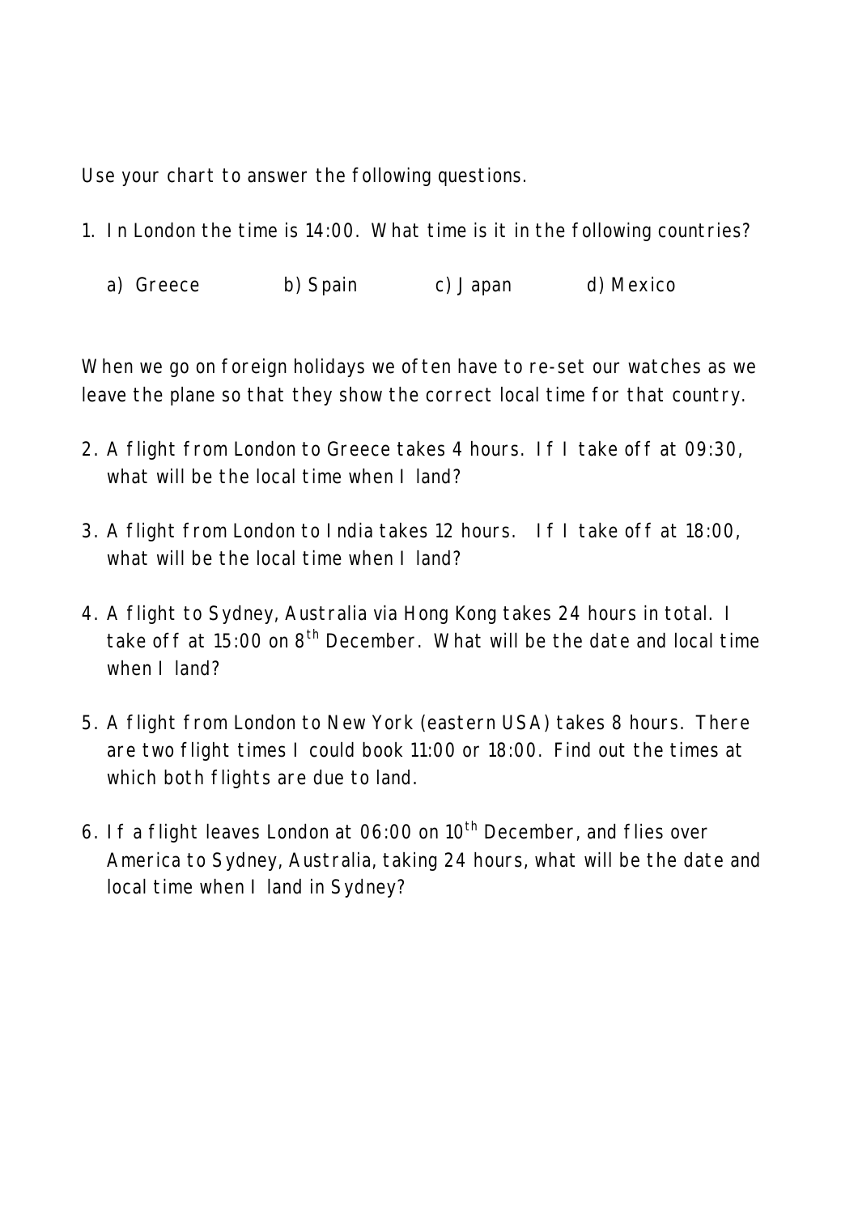Use your chart to answer the following questions.

1. In London the time is 14:00. What time is it in the following countries?

   a) Greece b) Spain c) Japan d) Mexico

When we go on foreign holidays we often have to re-set our watches as we leave the plane so that they show the correct local time for that country.

2. A flight from London to Greece takes 4 hours. If I take off at 09:30, what will be the local time when I land?

3. A flight from London to India takes 12 hours. If I take off at 18:00, what will be the local time when I land?

4. A flight to Sydney, Australia via Hong Kong takes 24 hours in total. I take off at 15:00 on 8th December. What will be the date and local time when I land?

5. A flight from London to New York (eastern USA) takes 8 hours. There are two flight times I could book 11:00 or 18:00. Find out the times at which both flights are due to land.

6. If a flight leaves London at 06:00 on 10th December, and flies over America to Sydney, Australia, taking 24 hours, what will be the date and local time when I land in Sydney?